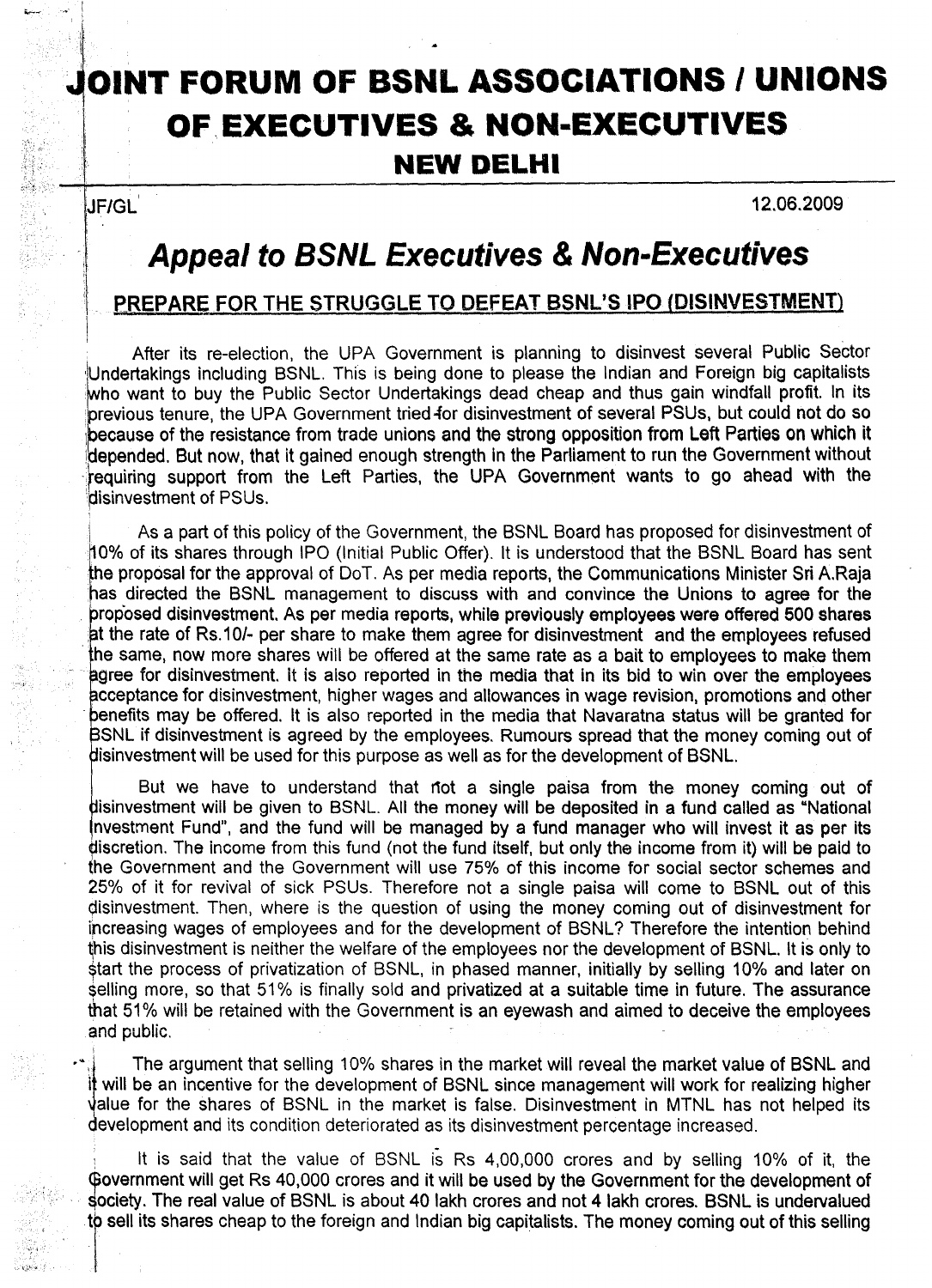# JOINT FORUM OF BSNL ASSOCIATIONS / UNIONS OF EXECUTIVES & NON-EXECUTIVES

## NEW DELHI

JF/GL 12.06.2009

# *Appeal to BSNL Executives & Non-Executives*

## PREPARE FOR THE STRUGGLE TO DEFEAT BSNL'S IPO (DISINVESTMENT)

After its re-election, the UPA Government is planning to disinvest several Public Sector Undertakings including BSNL. This is being done to please the Indian and Foreign big capitalists who want to buy the Public Sector Undertakings dead cheap and thus gain windfall profit. In its previous tenure, the UPA Government tried for disinvestment of several PSUs, but could not do so because of the resistance from trade unions and the strong opposition from Left Parties on which it depended. But now, that it gained enough strength in the Parliament to run the Government without requiring support from the Left Parties, the UPA Government wants to go ahead with the disinvestment of PSUs.

As a part of this policy of the Government, the BSNL Board has proposed for disinvestment of 10% of its shares through IPO (Initial Public Offer). It is understood that the BSNL Board has sent the proposal for the approval of DoT. As per media reports, the Communications Minister Sri A.Raja has directed the BSNL management to discuss with and convince the Unions to agree for the proposed disinvestment. As per media reports, while previously employees were offered 500 shares at the rate of Rs.10/- per share to make them agree for disinvestment and the employees refused the same, now more shares will be offered at the same rate as a bait to employees to make them agree for disinvestment. It is also reported in the media that in its bid to win over the employees acceptance for disinvestment, higher wages and allowances in wage revision, promotions and other benefits may be offered. It is also reported in the media that Navaratna status will be granted for BSNL if disinvestment is agreed by the employees. Rumours spread that the money coming out of disinvestment will be used for this purpose as well as for the development of BSNL.

But we have to understand that not a single paisa from the money coming out of disinvestment will be given to BSNL. All the money will be deposited in a fund called as "National Investment Fund", and the fund will be managed by a fund manager who will invest it as per its discretion. The income from this fund (not the fund itself, but only the income from it) will be paid to the Government and the Government will use 75% of this income for social sector schemes and 25% of it for revival of sick PSUs. Therefore not a single paisa will come to BSNL out of this disinvestment. Then, where is the question of using the money coming out of disinvestment for increasing wages of employees and for the development of BSNL? Therefore the intention behind this disinvestment is neither the welfare of the employees nor the development of BSNL. It is only to start the process of privatization of BSNL, in phased manner, initially by selling 10% and later on selling more, so that 51% is finally sold and privatized at a suitable time in future. The assurance that 51% will be retained with the Government is an eyewash and aimed to deceive the employees and public.

The argument that selling 10% shares in the market will reveal the market value of BSNL and it will be an incentive for the development of BSNL since management will work for realizing higher value for the shares of BSNL in the market is false. Disinvestment in MTNL has not helped its development and its condition deteriorated as its disinvestment percentage increased.

It is said that the value of BSNL is Rs 4,00,000 crores and by selling 10% of it, the Government will get Rs 40,000 crores and it will be used by the Government for the development of society. The real value of BSNL is about 40 lakh crores and not 4 lakh crores. BSNL is undervalued to sell its shares cheap to the foreign and Indian big capitalists. The money coming out of this selling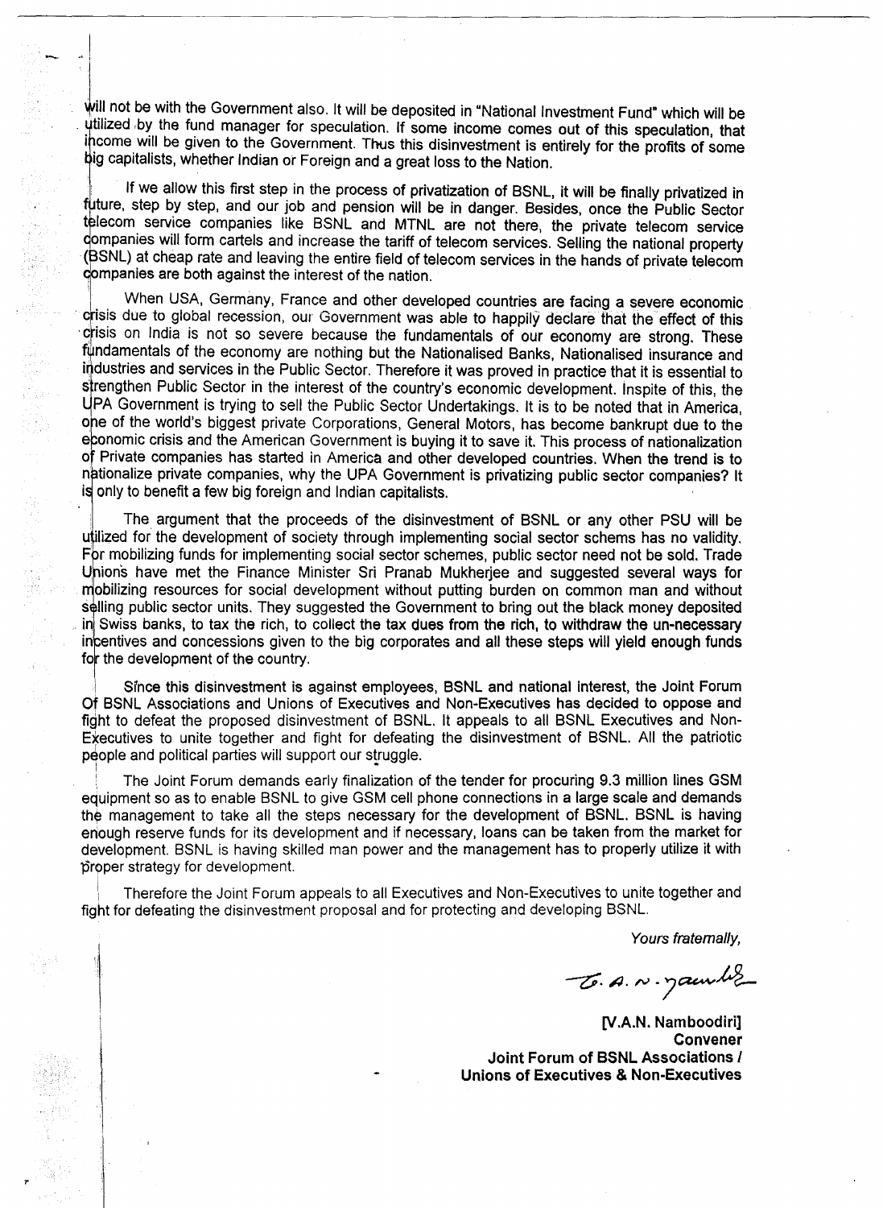will not be with the Government also. It will be deposited in "National Investment Fund" which will be utilized by the fund manager for speculation. If some income comes out of this speculation, that income will be given to the Government. Thus this disinvestment is entirely for the profits of some big capitalists, whether Indian or Foreign and a great loss to the Nation.

If we allow this first step in the process of privatization of BSNL, it will be finally privatized in future, step by step, and our job and pension will be in danger. Besides, once the Public Sector telecom service companies like BSNL and MTNL are not there, the private telecom service companies will form cartels and increase the tariff of telecom services. Selling the national property (BSNL) at cheap rate and leaving the entire field of telecom services in the hands of private telecom companies are both against the interest of the nation.

When USA, Germany, France and other developed countries are facing a severe economic crisis due to global recession, our Government was able to happily declare that the effect of this crisis on India is not so severe because the fundamentals of our economy are strong. These fundamentals of the economy are nothing but the Nationalised Banks, Nationalised insurance and industries and services in the Public Sector. Therefore it was proved in practice that it is essential to strengthen Public Sector in the interest of the country's economic development. Inspite of this, the UPA Government is trying to sell the Public Sector Undertakings. It is to be noted that in America, one of the world's biggest private Corporations, General Motors, has become bankrupt due to the economic crisis and the American Government is buying it to save it. This process of nationalization of Private companies has started in America and other developed countries. When the trend is to nationalize private companies, why the UPA Government is privatizing public sector companies? It is only to benefit a few big foreign and Indian capitalists.

The argument that the proceeds of the disinvestment of BSNL or any other PSU will be utilized for the development of society through implementing social sector schems has no validity. For mobilizing funds for implementing social sector schemes, public sector need not be sold. Trade Unions have met the Finance Minister Sri Pranab Mukherjee and suggested several ways for mobilizing resources for social development without putting burden on common man and without selling public sector units. They suggested the Government to bring out the black money deposited in Swiss banks, to tax the rich, to collect the tax dues from the rich, to withdraw the un-necessary incentives and concessions given to the big corporates and all these steps will yield enough funds for the development of the country.

Since this disinvestment is against employees, BSNL and national interest, the Joint Forum Of BSNL Associations and Unions of Executives and Non-Executives has decided to oppose and fight to defeat the proposed disinvestment of BSNL. It appeals to all BSNL Executives and Non-Executives to unite together and fight for defeating the disinvestment of BSNL. All the patriotic people and political parties will support our struggle.

The Joint Forum demands early finalization of the tender for procuring 9.3 million lines GSM equipment so as to enable BSNL to give GSM cell phone connections in a large scale and demands the management to take all the steps necessary for the development of BSNL. BSNL is having enough reserve funds for its development and if necessary, loans can be taken from the market for development. BSNL is having skilled man power and the management has to properly utilize it with proper strategy for development.

Therefore the Joint Forum appeals to all Executives and Non-Executives to unite together and fight for defeating the disinvestment proposal and for protecting and developing BSNL.

*Yours fraternally,*

**[V.A.N. Namboodiri]**
**Convener**
**Joint Forum of BSNL Associations /**
**Unions of Executives & Non-Executives**